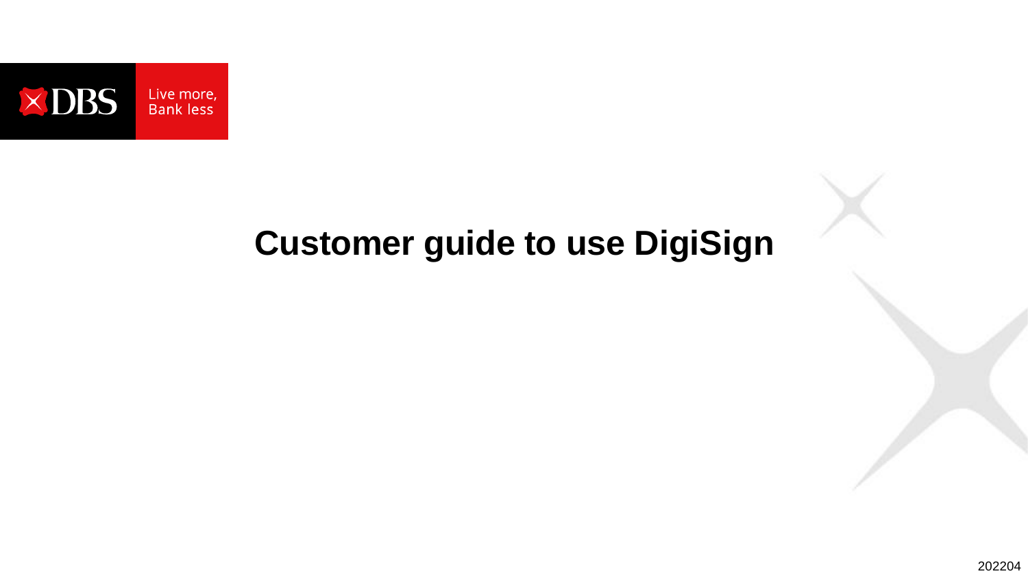DBS Live more, Bank less

# Customer guide to use DigiSign

202204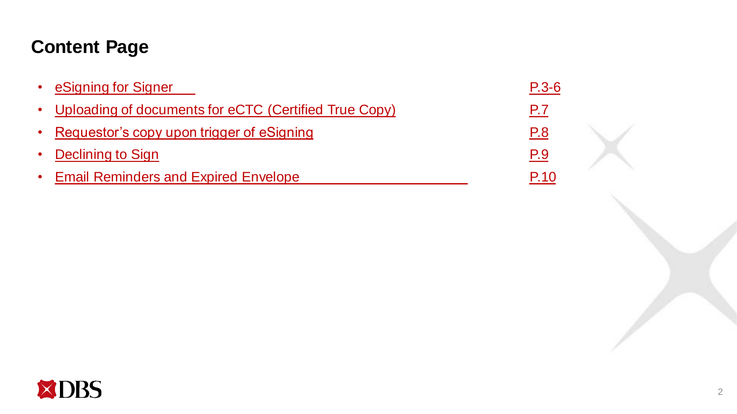# Content Page

- eSigning for Signer — P.3-6
- Uploading of documents for eCTC (Certified True Copy) — P.7
- Requestor's copy upon trigger of eSigning — P.8
- Declining to Sign — P.9
- Email Reminders and Expired Envelope — P.10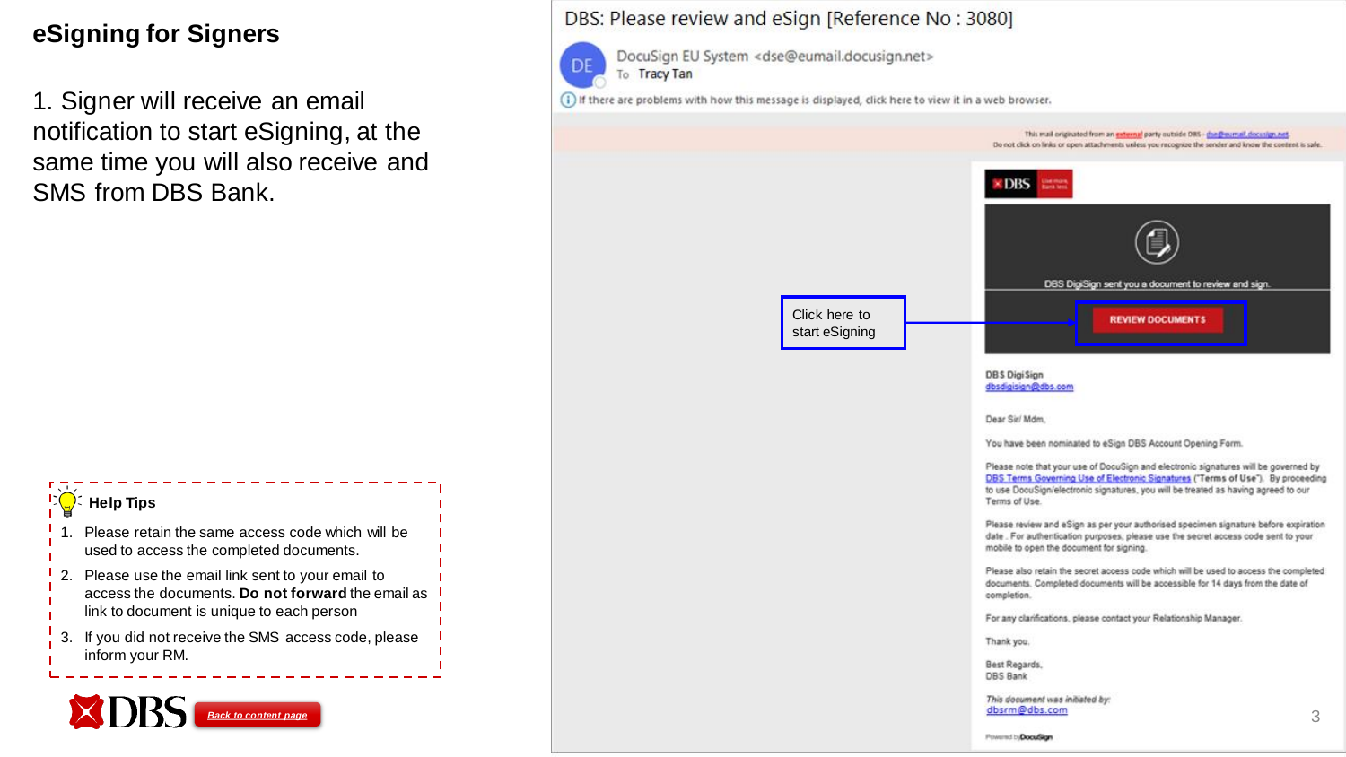# eSigning for Signers

1. Signer will receive an email notification to start eSigning, at the same time you will also receive and SMS from DBS Bank.

DBS: Please review and eSign [Reference No : 3080]

DocuSign EU System <dse@eumail.docusign.net>

To Tracy Tan

If there are problems with how this message is displayed, click here to view it in a web browser.

This mail originated from an external party outside DBS - dse@eumail.docusign.net.
Do not click on links or open attachments unless you recognize the sender and know the content is safe.

DBS DigiSign sent you a document to review and sign.

Click here to start eSigning → **REVIEW DOCUMENTS**

DBS DigiSign
dbsdigisign@dbs.com

Dear Sir/ Mdm,

You have been nominated to eSign DBS Account Opening Form.

Please note that your use of DocuSign and electronic signatures will be governed by DBS Terms Governing Use of Electronic Signatures ("Terms of Use"). By proceeding to use DocuSign/electronic signatures, you will be treated as having agreed to our Terms of Use.

Please review and eSign as per your authorised specimen signature before expiration date . For authentication purposes, please use the secret access code sent to your mobile to open the document for signing.

Please also retain the secret access code which will be used to access the completed documents. Completed documents will be accessible for 14 days from the date of completion.

For any clarifications, please contact your Relationship Manager.

Thank you.

Best Regards,
DBS Bank

*This document was initiated by:*
dbsrm@dbs.com

Powered by DocuSign

**Help Tips**

1. Please retain the same access code which will be used to access the completed documents.
2. Please use the email link sent to your email to access the documents. **Do not forward** the email as link to document is unique to each person
3. If you did not receive the SMS access code, please inform your RM.

*Back to content page*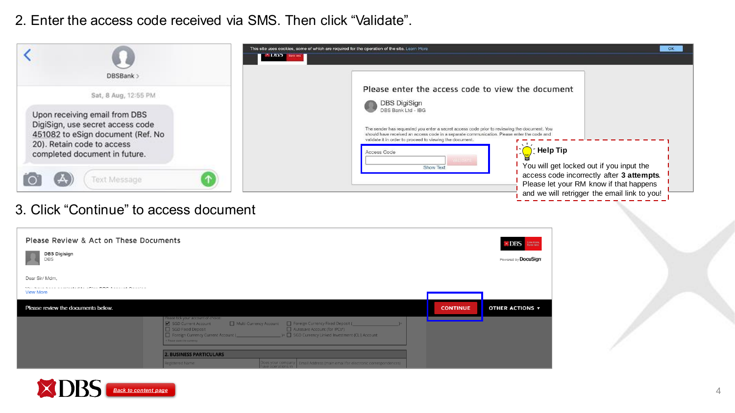2. Enter the access code received via SMS. Then click “Validate”.

DBSBank

Sat, 8 Aug, 12:55 PM

Upon receiving email from DBS DigiSign, use secret access code 451082 to eSign document (Ref. No 20). Retain code to access completed document in future.

Please enter the access code to view the document

DBS DigiSign
DBS Bank Ltd - IBG

The sender has requested you enter a secret access code prior to reviewing the document. You should have received an access code in a separate communication. Please enter the code and validate it in order to proceed to viewing the document.

Access Code

Show Text

**Help Tip**

You will get locked out if you input the access code incorrectly after **3 attempts**. Please let your RM know if that happens and we will retrigger the email link to you!

3. Click “Continue” to access document

Please Review & Act on These Documents

DBS Digisign
DBS

Dear Sir/ Mdm,

View More

Please review the documents below.

CONTINUE

OTHER ACTIONS

Back to content page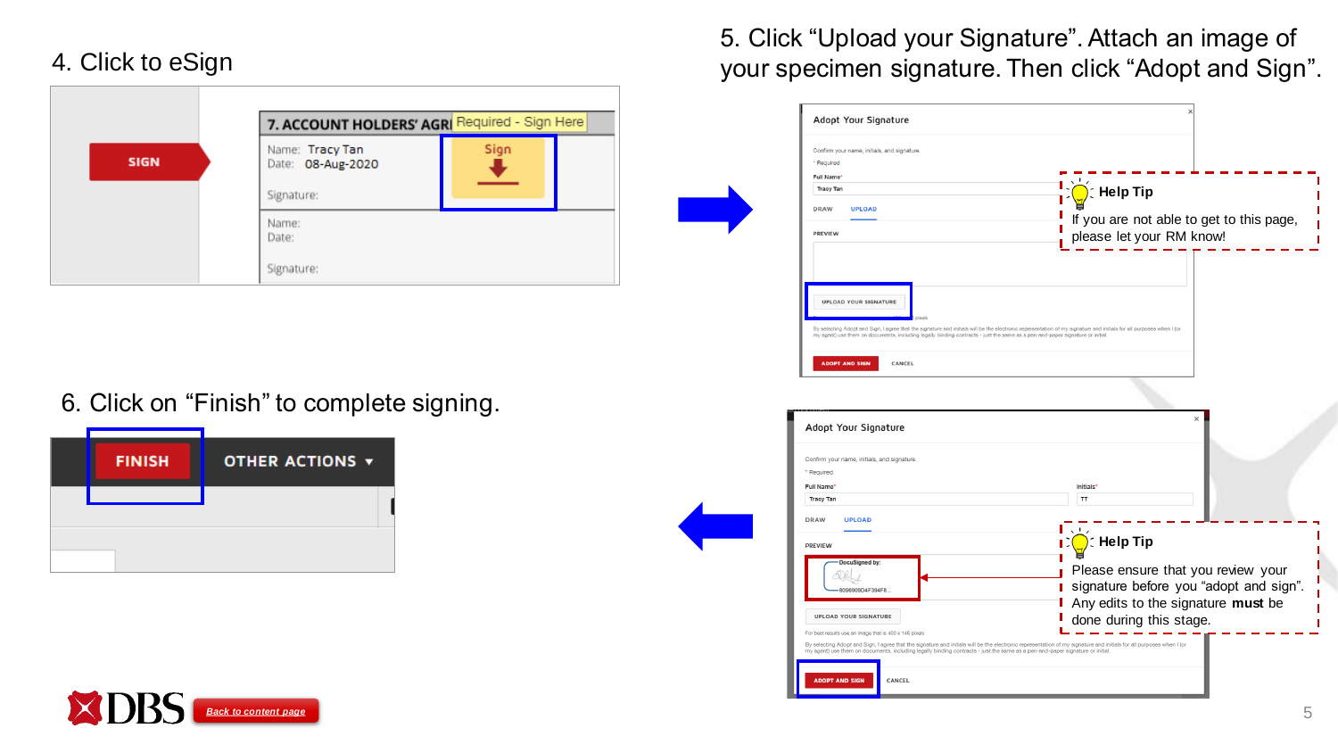4. Click to eSign

SIGN

7. ACCOUNT HOLDERS' AGR| Required - Sign Here

Name: Tracy Tan
Date: 08-Aug-2020

Sign

Signature:

Name:
Date:

Signature:

5. Click “Upload your Signature”. Attach an image of your specimen signature. Then click “Adopt and Sign”.

Adopt Your Signature

Confirm your name, initials, and signature.

\* Required

Full Name\*

Tracy Tan

DRAW UPLOAD

PREVIEW

UPLOAD YOUR SIGNATURE

ADOPT AND SIGN CANCEL

**Help Tip**

If you are not able to get to this page, please let your RM know!

6. Click on “Finish” to complete signing.

FINISH OTHER ACTIONS ▾

Adopt Your Signature

Confirm your name, initials, and signature.

\* Required

Full Name\* Initials\*

Tracy Tan TT

DRAW UPLOAD

PREVIEW

DocuSigned by:

UPLOAD YOUR SIGNATURE

ADOPT AND SIGN CANCEL

**Help Tip**

Please ensure that you review your signature before you “adopt and sign”. Any edits to the signature **must** be done during this stage.

DBS Back to content page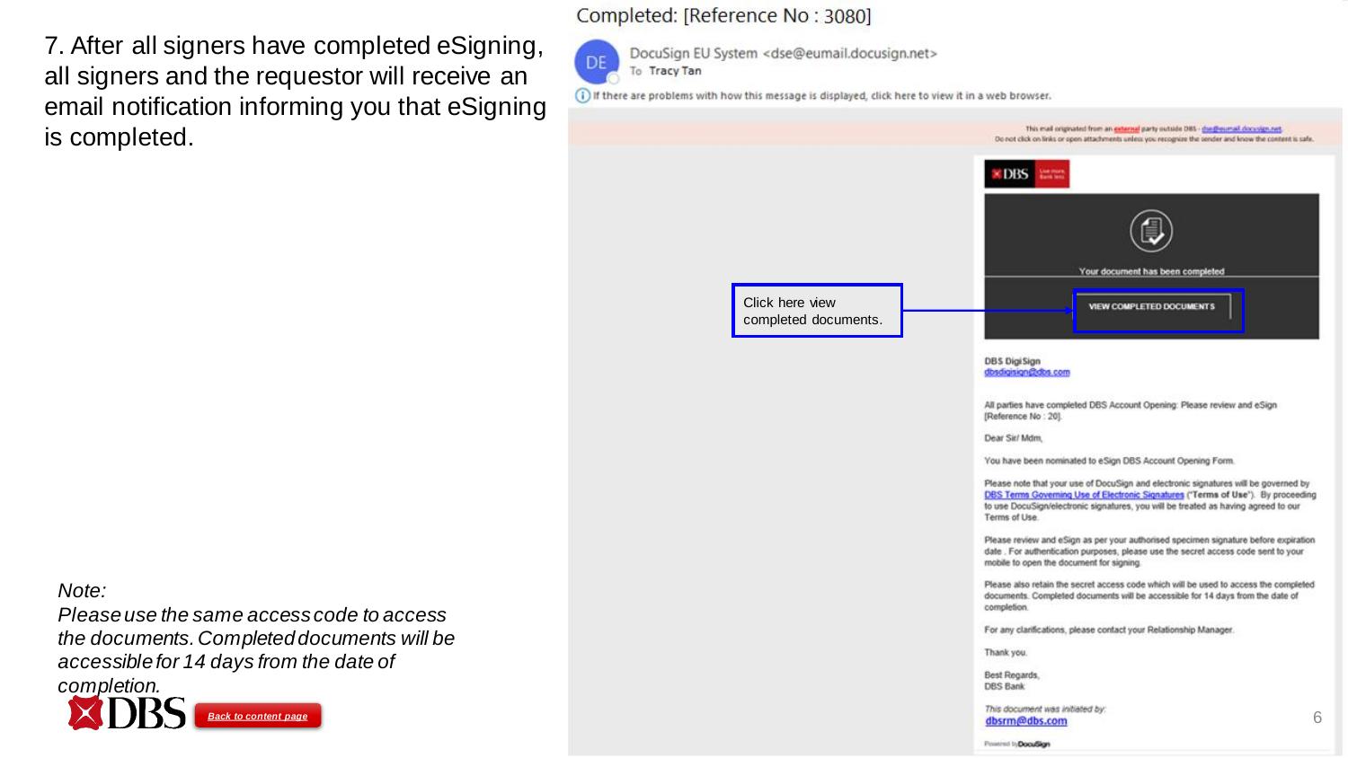7. After all signers have completed eSigning, all signers and the requestor will receive an email notification informing you that eSigning is completed.

Completed: [Reference No : 3080]

DE DocuSign EU System <dse@eumail.docusign.net>
To Tracy Tan

If there are problems with how this message is displayed, click here to view it in a web browser.

This mail originated from an external party outside DBS - dse@eumail.docusign.net.
Do not click on links or open attachments unless you recognize the sender and know the content is safe.

Your document has been completed

VIEW COMPLETED DOCUMENTS

Click here view completed documents.

DBS DigiSign
dbsdigisign@dbs.com

All parties have completed DBS Account Opening: Please review and eSign [Reference No : 20].

Dear Sir/ Mdm,

You have been nominated to eSign DBS Account Opening Form.

Please note that your use of DocuSign and electronic signatures will be governed by DBS Terms Governing Use of Electronic Signatures ("Terms of Use"). By proceeding to use DocuSign/electronic signatures, you will be treated as having agreed to our Terms of Use.

Please review and eSign as per your authorised specimen signature before expiration date . For authentication purposes, please use the secret access code sent to your mobile to open the document for signing.

Please also retain the secret access code which will be used to access the completed documents. Completed documents will be accessible for 14 days from the date of completion.

For any clarifications, please contact your Relationship Manager.

Thank you.

Best Regards,
DBS Bank

*This document was initiated by:*
dbsrm@dbs.com

Powered by DocuSign

*Note:*
*Please use the same access code to access the documents. Completed documents will be accessible for 14 days from the date of completion.*

Back to content page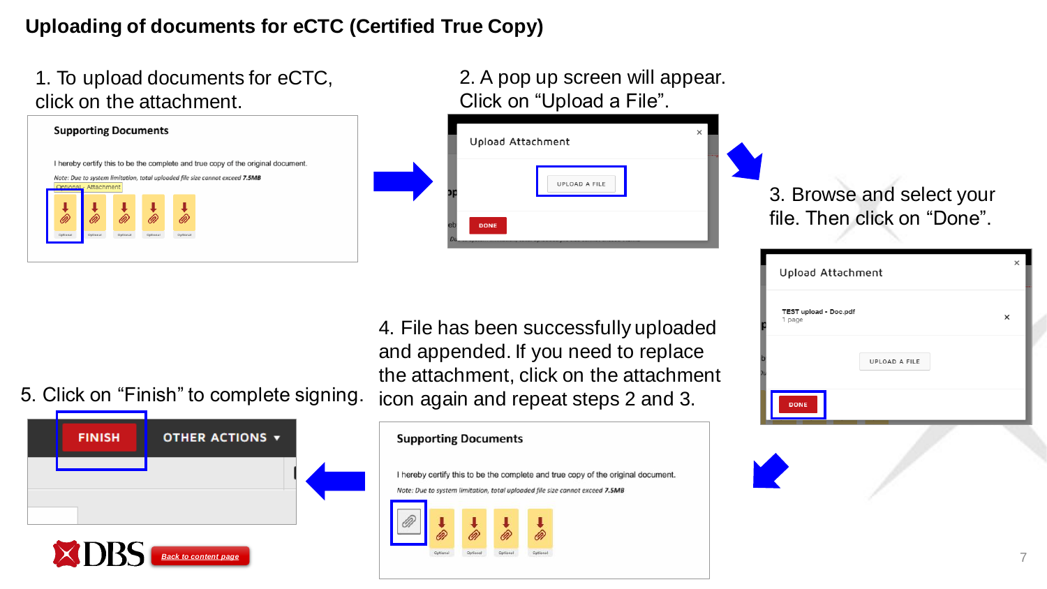# Uploading of documents for eCTC (Certified True Copy)

1. To upload documents for eCTC, click on the attachment.

2. A pop up screen will appear. Click on “Upload a File”.

3. Browse and select your file. Then click on “Done”.

4. File has been successfully uploaded and appended. If you need to replace the attachment, click on the attachment icon again and repeat steps 2 and 3.

5. Click on “Finish” to complete signing.

Back to content page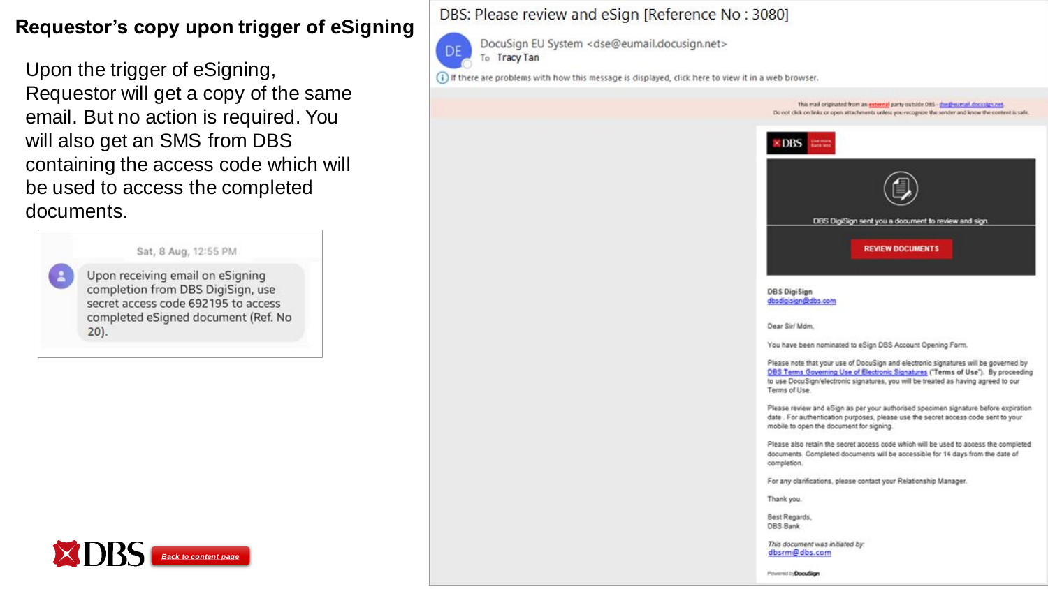# Requestor's copy upon trigger of eSigning

Upon the trigger of eSigning, Requestor will get a copy of the same email. But no action is required. You will also get an SMS from DBS containing the access code which will be used to access the completed documents.

Sat, 8 Aug, 12:55 PM

Upon receiving email on eSigning completion from DBS DigiSign, use secret access code 692195 to access completed eSigned document (Ref. No 20).

Back to content page

DBS: Please review and eSign [Reference No : 3080]

DE DocuSign EU System <dse@eumail.docusign.net>
To Tracy Tan

If there are problems with how this message is displayed, click here to view it in a web browser.

This mail originated from an external party outside DBS - dse@eumail.docusign.net.
Do not click on links or open attachments unless you recognize the sender and know the content is safe.

DBS DigiSign sent you a document to review and sign.

REVIEW DOCUMENTS

DBS DigiSign
dbsdigisign@dbs.com

Dear Sir/ Mdm,

You have been nominated to eSign DBS Account Opening Form.

Please note that your use of DocuSign and electronic signatures will be governed by DBS Terms Governing Use of Electronic Signatures ("Terms of Use"). By proceeding to use DocuSign/electronic signatures, you will be treated as having agreed to our Terms of Use.

Please review and eSign as per your authorised specimen signature before expiration date . For authentication purposes, please use the secret access code sent to your mobile to open the document for signing.

Please also retain the secret access code which will be used to access the completed documents. Completed documents will be accessible for 14 days from the date of completion.

For any clarifications, please contact your Relationship Manager.

Thank you.

Best Regards,
DBS Bank

*This document was initiated by:*
dbsrm@dbs.com

Powered by DocuSign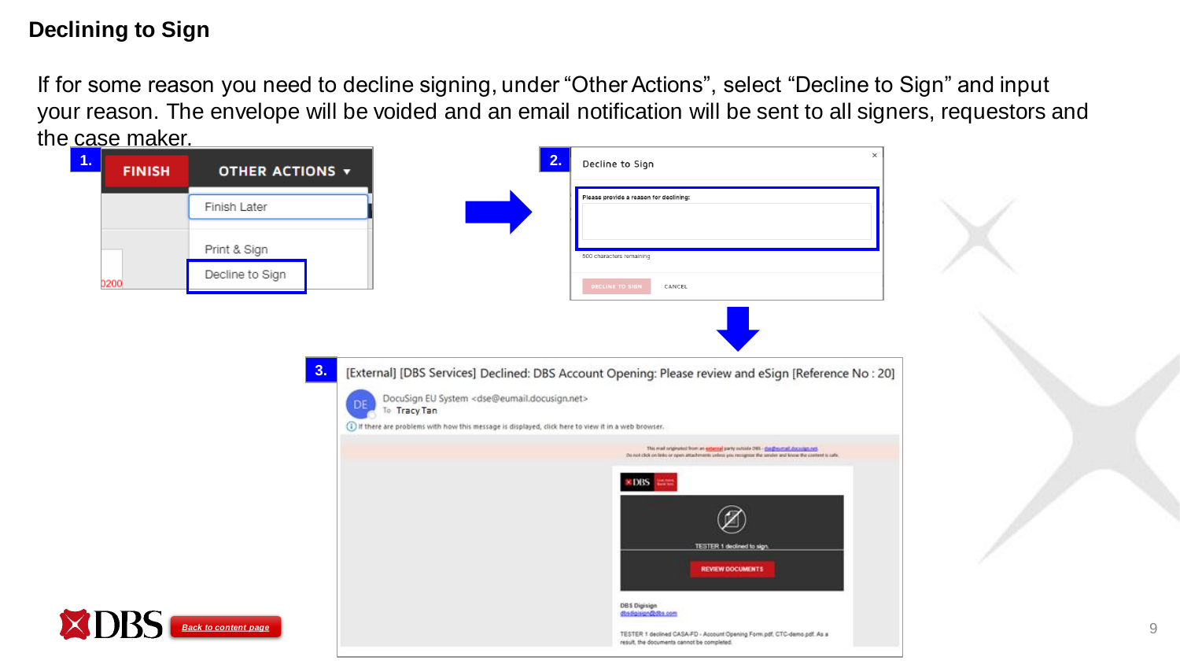# Declining to Sign

If for some reason you need to decline signing, under “Other Actions”, select “Decline to Sign” and input your reason. The envelope will be voided and an email notification will be sent to all signers, requestors and the case maker.

1.

FINISH | OTHER ACTIONS

- Finish Later
- Print & Sign
- Decline to Sign

2.

Decline to Sign

Please provide a reason for declining:

500 characters remaining

DECLINE TO SIGN    CANCEL

3.

[External] [DBS Services] Declined: DBS Account Opening: Please review and eSign [Reference No : 20]

DocuSign EU System <dse@eumail.docusign.net>
To Tracy Tan

If there are problems with how this message is displayed, click here to view it in a web browser.

TESTER 1 declined to sign.

REVIEW DOCUMENTS

DBS Digisign
dbsdigisign@dbs.com

TESTER 1 declined CASA-FD - Account Opening Form.pdf, CTC-demo.pdf. As a result, the documents cannot be completed.

Back to content page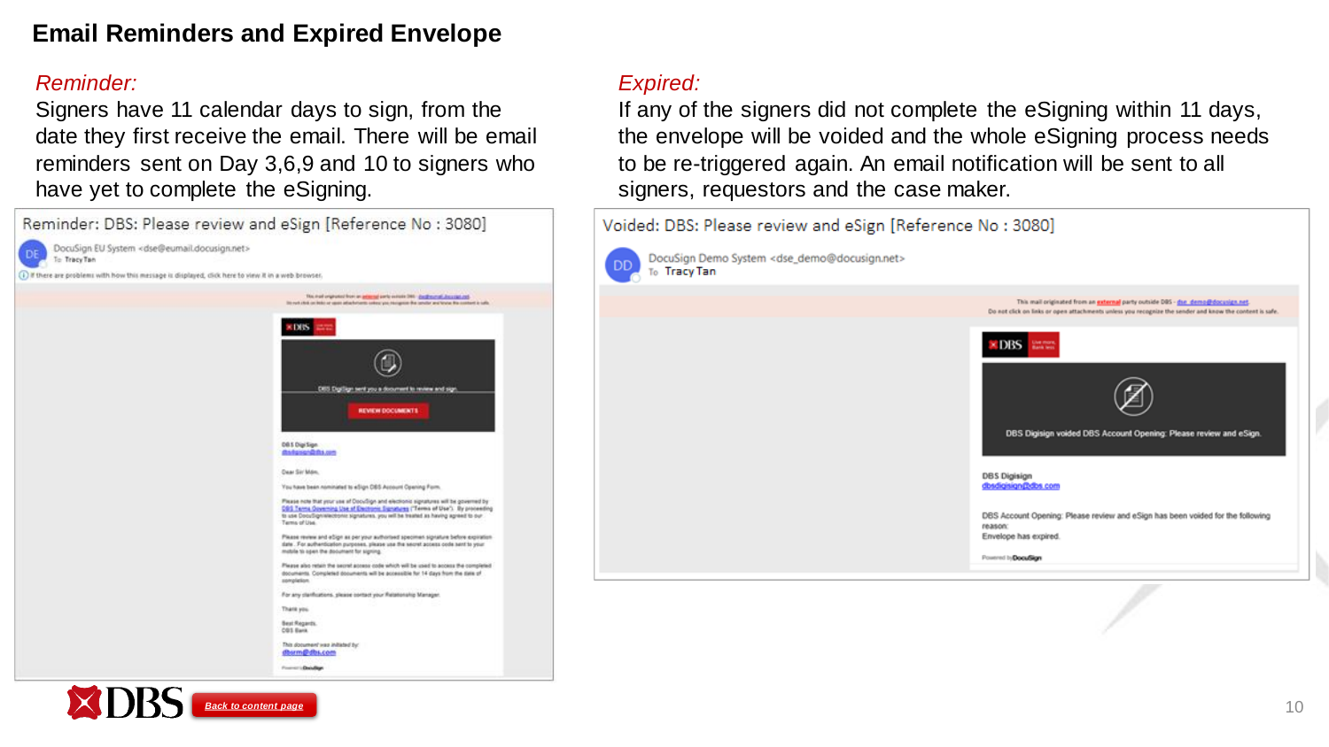# Email Reminders and Expired Envelope

*Reminder:*

Signers have 11 calendar days to sign, from the date they first receive the email. There will be email reminders sent on Day 3,6,9 and 10 to signers who have yet to complete the eSigning.

Reminder: DBS: Please review and eSign [Reference No : 3080]

DocuSign EU System <dse@eumail.docusign.net>
To: Tracy Tan

If there are problems with how this message is displayed, click here to view it in a web browser.

DBS DigiSign sent you a document to review and sign.

REVIEW DOCUMENTS

DBS DigiSign
dbsdigisign@dbs.com

Dear Sir/ Mdm,

You have been nominated to eSign DBS Account Opening Form.

Please note that your use of DocuSign and electronic signatures will be governed by DBS Terms Governing Use of Electronic Signatures ("Terms of Use"). By proceeding to use DocuSign/electronic signatures, you will be treated as having agreed to our Terms of Use.

Please review and eSign as per your authorised specimen signature before expiration date. For authentication purposes, please use the secret access code sent to your mobile to open the document for signing.

Please also retain the secret access code which will be used to access the completed documents. Completed documents will be accessible for 14 days from the date of completion.

For any clarifications, please contact your Relationship Manager.

Thank you.

Best Regards,
DBS Bank

This document was initiated by:
dbsrm@dbs.com

Powered by DocuSign

*Expired:*

If any of the signers did not complete the eSigning within 11 days, the envelope will be voided and the whole eSigning process needs to be re-triggered again. An email notification will be sent to all signers, requestors and the case maker.

Voided: DBS: Please review and eSign [Reference No : 3080]

DocuSign Demo System <dse_demo@docusign.net>
To: Tracy Tan

This mail originated from an external party outside DBS - dse_demo@docusign.net
Do not click on links or open attachments unless you recognize the sender and know the content is safe.

DBS Digisign voided DBS Account Opening: Please review and eSign.

DBS Digisign
dbsdigisign@dbs.com

DBS Account Opening: Please review and eSign has been voided for the following reason:
Envelope has expired.

Powered by DocuSign

Back to content page